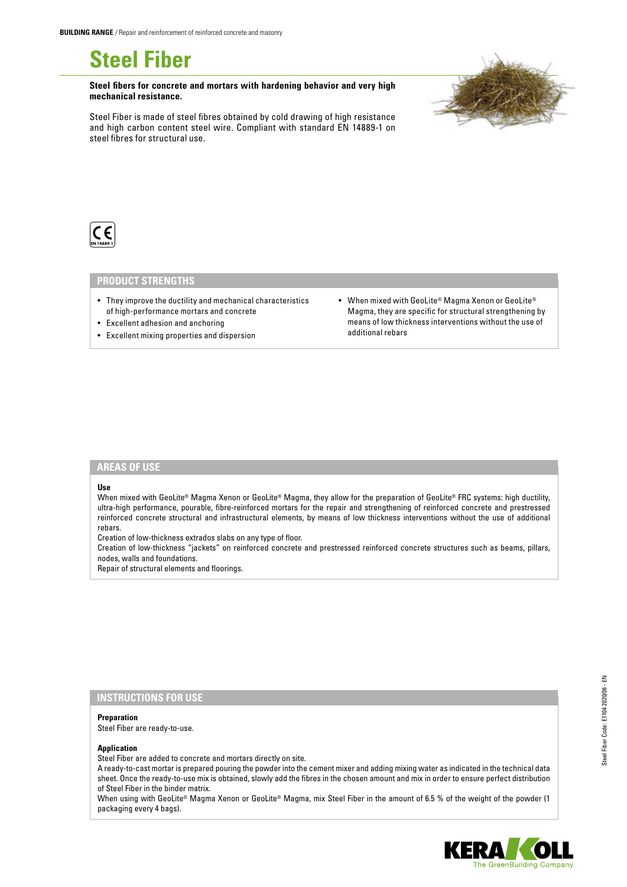**BUILDING RANGE** / Repair and reinforcement of reinforced concrete and masonry

# Steel Fiber

**Steel fibers for concrete and mortars with hardening behavior and very high mechanical resistance.**

Steel Fiber is made of steel fibres obtained by cold drawing of high resistance and high carbon content steel wire. Compliant with standard EN 14889-1 on steel fibres for structural use.

CE EN 14889-1

## PRODUCT STRENGTHS

- They improve the ductility and mechanical characteristics of high-performance mortars and concrete
- Excellent adhesion and anchoring
- Excellent mixing properties and dispersion
- When mixed with GeoLite® Magma Xenon or GeoLite® Magma, they are specific for structural strengthening by means of low thickness interventions without the use of additional rebars

## AREAS OF USE

**Use**

When mixed with GeoLite® Magma Xenon or GeoLite® Magma, they allow for the preparation of GeoLite® FRC systems: high ductility, ultra-high performance, pourable, fibre-reinforced mortars for the repair and strengthening of reinforced concrete and prestressed reinforced concrete structural and infrastructural elements, by means of low thickness interventions without the use of additional rebars.

Creation of low-thickness extrados slabs on any type of floor.

Creation of low-thickness "jackets" on reinforced concrete and prestressed reinforced concrete structures such as beams, pillars, nodes, walls and foundations.

Repair of structural elements and floorings.

## INSTRUCTIONS FOR USE

**Preparation**

Steel Fiber are ready-to-use.

**Application**

Steel Fiber are added to concrete and mortars directly on site.

A ready-to-cast mortar is prepared pouring the powder into the cement mixer and adding mixing water as indicated in the technical data sheet. Once the ready-to-use mix is obtained, slowly add the fibres in the chosen amount and mix in order to ensure perfect distribution of Steel Fiber in the binder matrix.

When using with GeoLite® Magma Xenon or GeoLite® Magma, mix Steel Fiber in the amount of 6.5 % of the weight of the powder (1 packaging every 4 bags).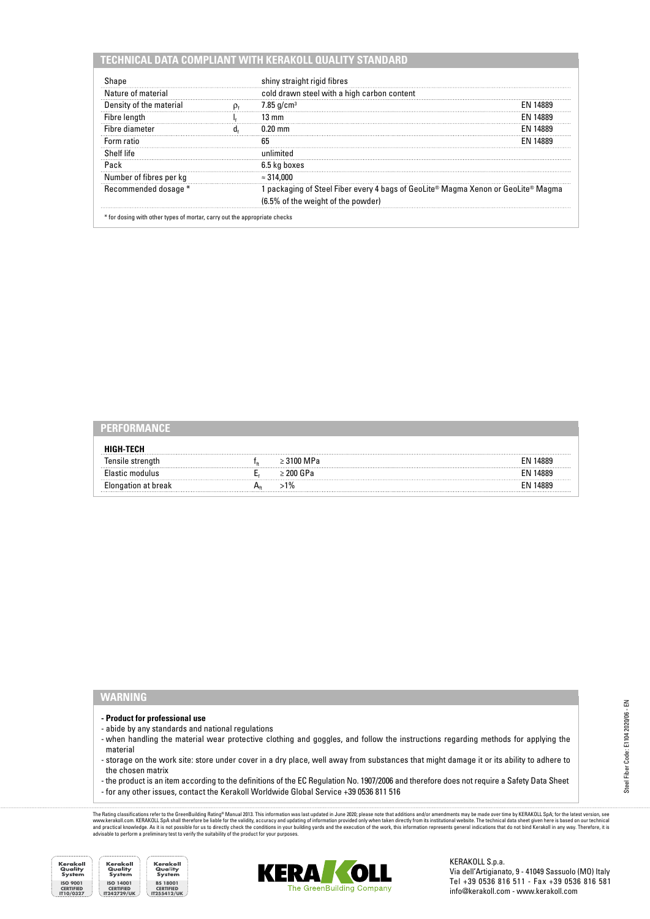## TECHNICAL DATA COMPLIANT WITH KERAKOLL QUALITY STANDARD

| | | | |
|---|---|---|---|
| Shape | | shiny straight rigid fibres | |
| Nature of material | | cold drawn steel with a high carbon content | |
| Density of the material | $\rho_f$ | 7.85 g/cm³ | EN 14889 |
| Fibre length | $l_f$ | 13 mm | EN 14889 |
| Fibre diameter | $d_f$ | 0.20 mm | EN 14889 |
| Form ratio | | 65 | EN 14889 |
| Shelf life | | unlimited | |
| Pack | | 6.5 kg boxes | |
| Number of fibres per kg | | ≈ 314,000 | |
| Recommended dosage * | | 1 packaging of Steel Fiber every 4 bags of GeoLite® Magma Xenon or GeoLite® Magma (6.5% of the weight of the powder) | |

* for dosing with other types of mortar, carry out the appropriate checks

## PERFORMANCE

| HIGH-TECH | | | |
|---|---|---|---|
| Tensile strength | $f_{ft}$ | ≥ 3100 MPa | EN 14889 |
| Elastic modulus | $E_f$ | ≥ 200 GPa | EN 14889 |
| Elongation at break | $A_{ft}$ | >1% | EN 14889 |

## WARNING

- **Product for professional use**
- abide by any standards and national regulations
- when handling the material wear protective clothing and goggles, and follow the instructions regarding methods for applying the material
- storage on the work site: store under cover in a dry place, well away from substances that might damage it or its ability to adhere to the chosen matrix
- the product is an item according to the definitions of the EC Regulation No. 1907/2006 and therefore does not require a Safety Data Sheet
- for any other issues, contact the Kerakoll Worldwide Global Service +39 0536 811 516

The Rating classifications refer to the GreenBuilding Rating® Manual 2013. This information was last updated in June 2020; please note that additions and/or amendments may be made over time by KERAKOLL SpA; for the latest version, see www.kerakoll.com. KERAKOLL SpA shall therefore be liable for the validity, accuracy and updating of information provided only when taken directly from its institutional website. The technical data sheet given here is based on our technical and practical knowledge. As it is not possible for us to directly check the conditions in your building yards and the execution of the work, this information represents general indications that do not bind Kerakoll in any way. Therefore, it is advisable to perform a preliminary test to verify the suitability of the product for your purposes.

Steel Fiber Code: E1104 2020/06 - EN

Kerakoll Quality System ISO 9001 CERTIFIED IT10/0327

Kerakoll Quality System ISO 14001 CERTIFIED IT242729/UK

Kerakoll Quality System BS 18001 CERTIFIED IT255412/UK

KERAKOLL The GreenBuilding Company

KERAKOLL S.p.a.
Via dell'Artigianato, 9 - 41049 Sassuolo (MO) Italy
Tel +39 0536 816 511 - Fax +39 0536 816 581
info@kerakoll.com - www.kerakoll.com